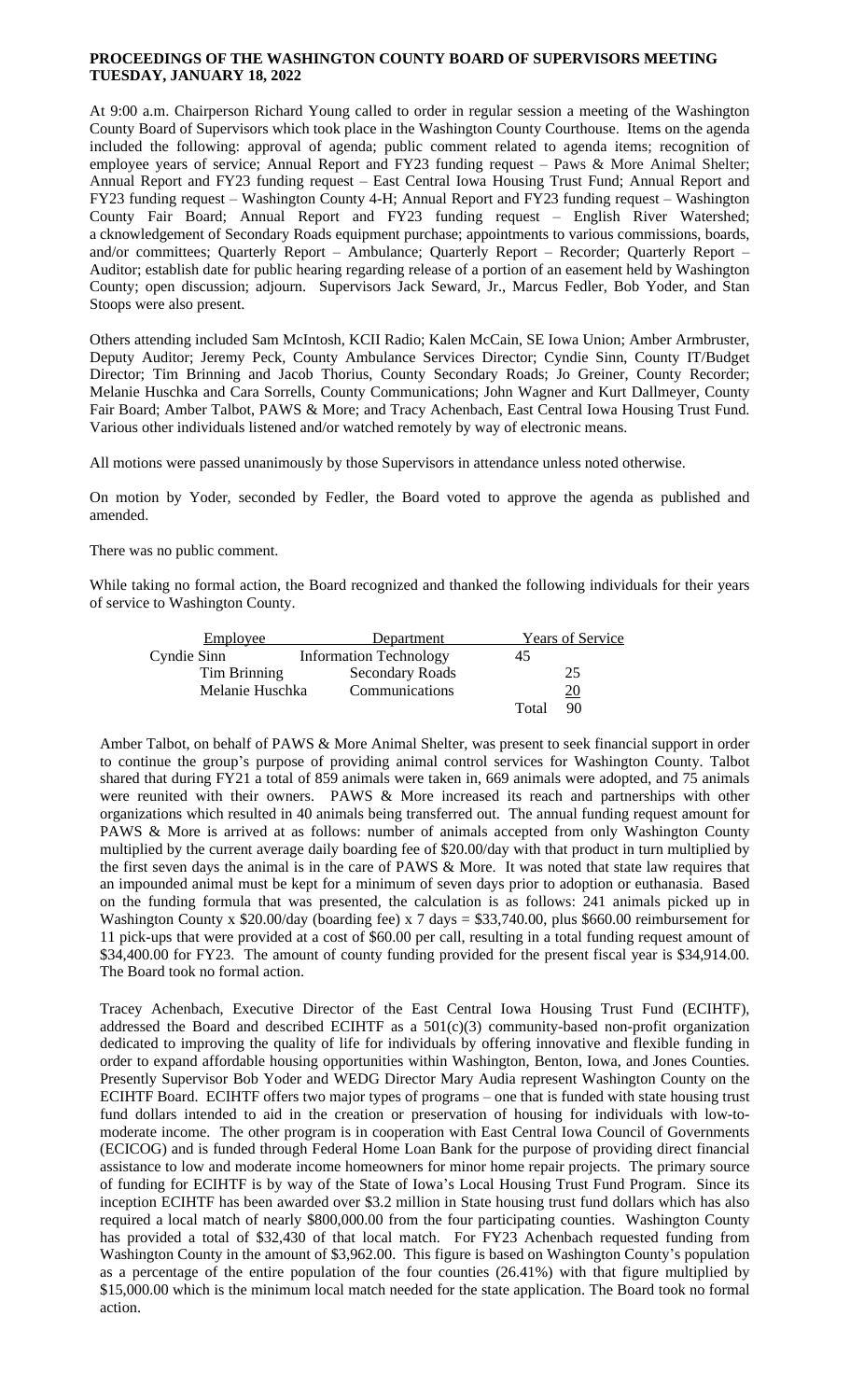# PROCEEDINGS OF THE WASHINGTON COUNTY BOARD OF SUPERVISORS MEETING TUESDAY, JANUARY 18, 2022

At 9:00 a.m. Chairperson Richard Young called to order in regular session a meeting of the Washington County Board of Supervisors which took place in the Washington County Courthouse. Items on the agenda included the following: approval of agenda; public comment related to agenda items; recognition of employee years of service; Annual Report and FY23 funding request – Paws & More Animal Shelter; Annual Report and FY23 funding request – East Central Iowa Housing Trust Fund; Annual Report and FY23 funding request – Washington County 4-H; Annual Report and FY23 funding request – Washington County Fair Board; Annual Report and FY23 funding request – English River Watershed; a cknowledgement of Secondary Roads equipment purchase; appointments to various commissions, boards, and/or committees; Quarterly Report – Ambulance; Quarterly Report – Recorder; Quarterly Report – Auditor; establish date for public hearing regarding release of a portion of an easement held by Washington County; open discussion; adjourn. Supervisors Jack Seward, Jr., Marcus Fedler, Bob Yoder, and Stan Stoops were also present.

Others attending included Sam McIntosh, KCII Radio; Kalen McCain, SE Iowa Union; Amber Armbruster, Deputy Auditor; Jeremy Peck, County Ambulance Services Director; Cyndie Sinn, County IT/Budget Director; Tim Brinning and Jacob Thorius, County Secondary Roads; Jo Greiner, County Recorder; Melanie Huschka and Cara Sorrells, County Communications; John Wagner and Kurt Dallmeyer, County Fair Board; Amber Talbot, PAWS & More; and Tracy Achenbach, East Central Iowa Housing Trust Fund. Various other individuals listened and/or watched remotely by way of electronic means.

All motions were passed unanimously by those Supervisors in attendance unless noted otherwise.

On motion by Yoder, seconded by Fedler, the Board voted to approve the agenda as published and amended.

There was no public comment.

While taking no formal action, the Board recognized and thanked the following individuals for their years of service to Washington County.

| Employee | Department | Years of Service |
|---|---|---|
| Cyndie Sinn | Information Technology | 45 |
| Tim Brinning | Secondary Roads | 25 |
| Melanie Huschka | Communications | 20 |
| | Total | 90 |

Amber Talbot, on behalf of PAWS & More Animal Shelter, was present to seek financial support in order to continue the group's purpose of providing animal control services for Washington County. Talbot shared that during FY21 a total of 859 animals were taken in, 669 animals were adopted, and 75 animals were reunited with their owners. PAWS & More increased its reach and partnerships with other organizations which resulted in 40 animals being transferred out. The annual funding request amount for PAWS & More is arrived at as follows: number of animals accepted from only Washington County multiplied by the current average daily boarding fee of $20.00/day with that product in turn multiplied by the first seven days the animal is in the care of PAWS & More. It was noted that state law requires that an impounded animal must be kept for a minimum of seven days prior to adoption or euthanasia. Based on the funding formula that was presented, the calculation is as follows: 241 animals picked up in Washington County x $20.00/day (boarding fee) x 7 days = $33,740.00, plus $660.00 reimbursement for 11 pick-ups that were provided at a cost of $60.00 per call, resulting in a total funding request amount of $34,400.00 for FY23. The amount of county funding provided for the present fiscal year is $34,914.00. The Board took no formal action.

Tracey Achenbach, Executive Director of the East Central Iowa Housing Trust Fund (ECIHTF), addressed the Board and described ECIHTF as a 501(c)(3) community-based non-profit organization dedicated to improving the quality of life for individuals by offering innovative and flexible funding in order to expand affordable housing opportunities within Washington, Benton, Iowa, and Jones Counties. Presently Supervisor Bob Yoder and WEDG Director Mary Audia represent Washington County on the ECIHTF Board. ECIHTF offers two major types of programs – one that is funded with state housing trust fund dollars intended to aid in the creation or preservation of housing for individuals with low-to-moderate income. The other program is in cooperation with East Central Iowa Council of Governments (ECICOG) and is funded through Federal Home Loan Bank for the purpose of providing direct financial assistance to low and moderate income homeowners for minor home repair projects. The primary source of funding for ECIHTF is by way of the State of Iowa's Local Housing Trust Fund Program. Since its inception ECIHTF has been awarded over $3.2 million in State housing trust fund dollars which has also required a local match of nearly $800,000.00 from the four participating counties. Washington County has provided a total of $32,430 of that local match. For FY23 Achenbach requested funding from Washington County in the amount of $3,962.00. This figure is based on Washington County's population as a percentage of the entire population of the four counties (26.41%) with that figure multiplied by $15,000.00 which is the minimum local match needed for the state application. The Board took no formal action.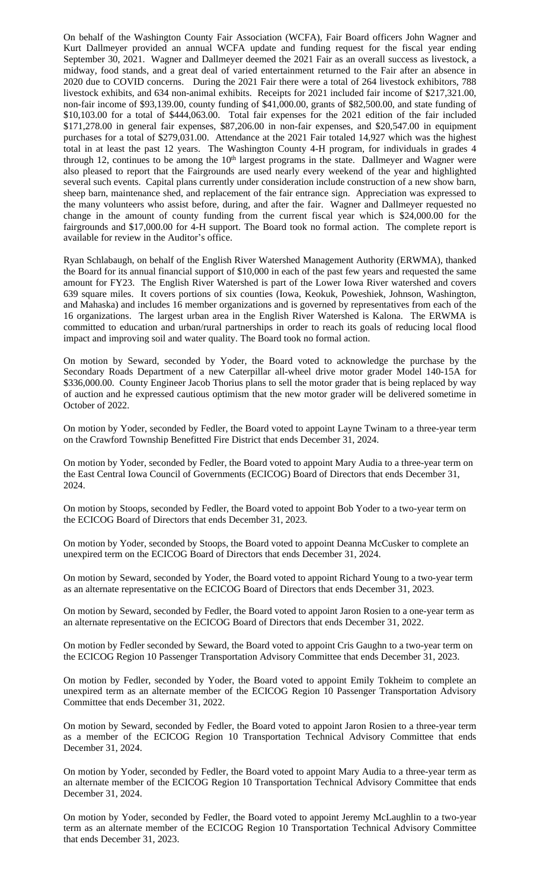On behalf of the Washington County Fair Association (WCFA), Fair Board officers John Wagner and Kurt Dallmeyer provided an annual WCFA update and funding request for the fiscal year ending September 30, 2021. Wagner and Dallmeyer deemed the 2021 Fair as an overall success as livestock, a midway, food stands, and a great deal of varied entertainment returned to the Fair after an absence in 2020 due to COVID concerns. During the 2021 Fair there were a total of 264 livestock exhibitors, 788 livestock exhibits, and 634 non-animal exhibits. Receipts for 2021 included fair income of $217,321.00, non-fair income of $93,139.00, county funding of $41,000.00, grants of $82,500.00, and state funding of $10,103.00 for a total of $444,063.00. Total fair expenses for the 2021 edition of the fair included $171,278.00 in general fair expenses, $87,206.00 in non-fair expenses, and $20,547.00 in equipment purchases for a total of $279,031.00. Attendance at the 2021 Fair totaled 14,927 which was the highest total in at least the past 12 years. The Washington County 4-H program, for individuals in grades 4 through 12, continues to be among the 10th largest programs in the state. Dallmeyer and Wagner were also pleased to report that the Fairgrounds are used nearly every weekend of the year and highlighted several such events. Capital plans currently under consideration include construction of a new show barn, sheep barn, maintenance shed, and replacement of the fair entrance sign. Appreciation was expressed to the many volunteers who assist before, during, and after the fair. Wagner and Dallmeyer requested no change in the amount of county funding from the current fiscal year which is $24,000.00 for the fairgrounds and $17,000.00 for 4-H support. The Board took no formal action. The complete report is available for review in the Auditor's office.

Ryan Schlabaugh, on behalf of the English River Watershed Management Authority (ERWMA), thanked the Board for its annual financial support of $10,000 in each of the past few years and requested the same amount for FY23. The English River Watershed is part of the Lower Iowa River watershed and covers 639 square miles. It covers portions of six counties (Iowa, Keokuk, Poweshiek, Johnson, Washington, and Mahaska) and includes 16 member organizations and is governed by representatives from each of the 16 organizations. The largest urban area in the English River Watershed is Kalona. The ERWMA is committed to education and urban/rural partnerships in order to reach its goals of reducing local flood impact and improving soil and water quality. The Board took no formal action.

On motion by Seward, seconded by Yoder, the Board voted to acknowledge the purchase by the Secondary Roads Department of a new Caterpillar all-wheel drive motor grader Model 140-15A for $336,000.00. County Engineer Jacob Thorius plans to sell the motor grader that is being replaced by way of auction and he expressed cautious optimism that the new motor grader will be delivered sometime in October of 2022.

On motion by Yoder, seconded by Fedler, the Board voted to appoint Layne Twinam to a three-year term on the Crawford Township Benefitted Fire District that ends December 31, 2024.

On motion by Yoder, seconded by Fedler, the Board voted to appoint Mary Audia to a three-year term on the East Central Iowa Council of Governments (ECICOG) Board of Directors that ends December 31, 2024.

On motion by Stoops, seconded by Fedler, the Board voted to appoint Bob Yoder to a two-year term on the ECICOG Board of Directors that ends December 31, 2023.

On motion by Yoder, seconded by Stoops, the Board voted to appoint Deanna McCusker to complete an unexpired term on the ECICOG Board of Directors that ends December 31, 2024.

On motion by Seward, seconded by Yoder, the Board voted to appoint Richard Young to a two-year term as an alternate representative on the ECICOG Board of Directors that ends December 31, 2023.

On motion by Seward, seconded by Fedler, the Board voted to appoint Jaron Rosien to a one-year term as an alternate representative on the ECICOG Board of Directors that ends December 31, 2022.

On motion by Fedler seconded by Seward, the Board voted to appoint Cris Gaughn to a two-year term on the ECICOG Region 10 Passenger Transportation Advisory Committee that ends December 31, 2023.

On motion by Fedler, seconded by Yoder, the Board voted to appoint Emily Tokheim to complete an unexpired term as an alternate member of the ECICOG Region 10 Passenger Transportation Advisory Committee that ends December 31, 2022.

On motion by Seward, seconded by Fedler, the Board voted to appoint Jaron Rosien to a three-year term as a member of the ECICOG Region 10 Transportation Technical Advisory Committee that ends December 31, 2024.

On motion by Yoder, seconded by Fedler, the Board voted to appoint Mary Audia to a three-year term as an alternate member of the ECICOG Region 10 Transportation Technical Advisory Committee that ends December 31, 2024.

On motion by Yoder, seconded by Fedler, the Board voted to appoint Jeremy McLaughlin to a two-year term as an alternate member of the ECICOG Region 10 Transportation Technical Advisory Committee that ends December 31, 2023.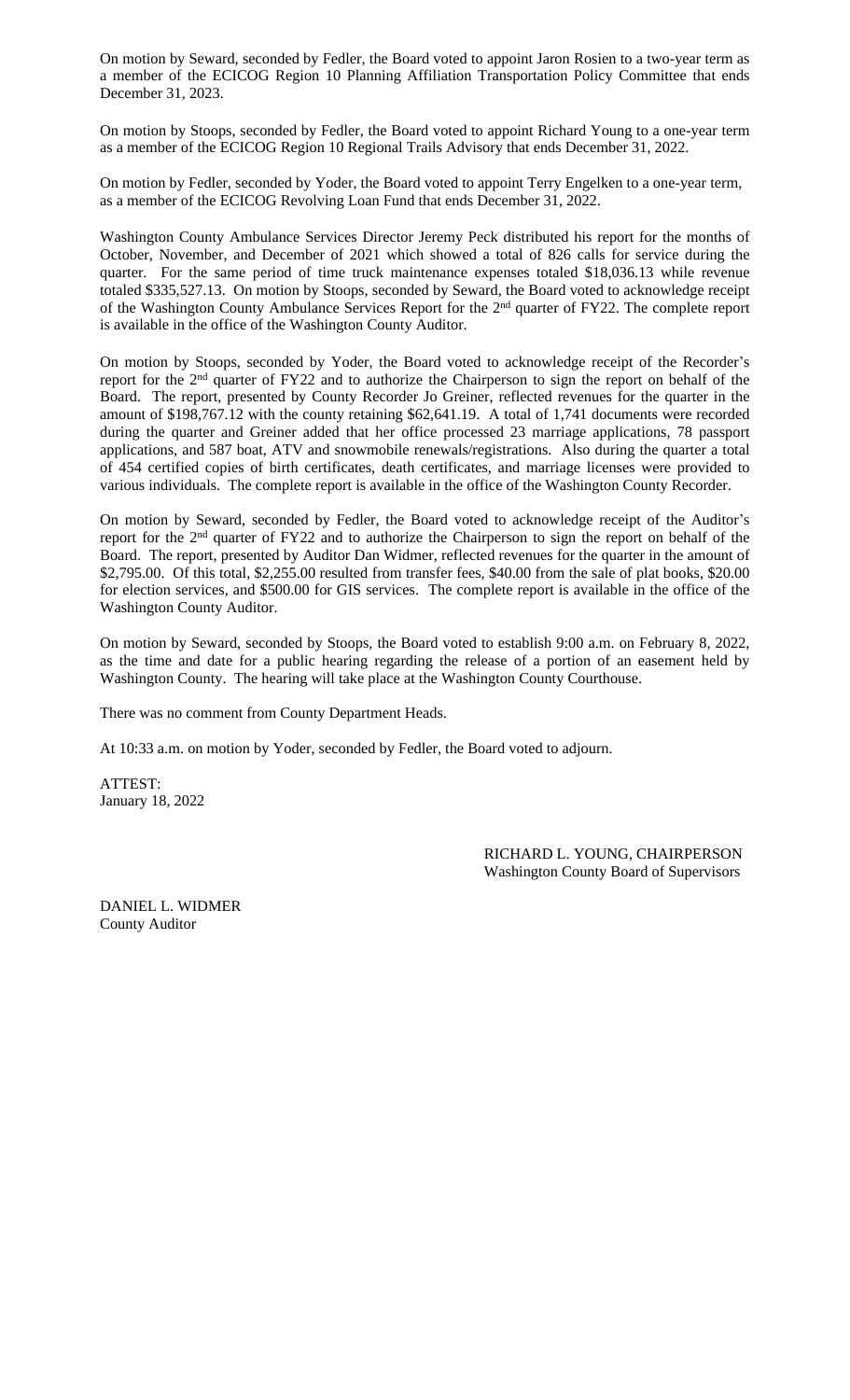On motion by Seward, seconded by Fedler, the Board voted to appoint Jaron Rosien to a two-year term as a member of the ECICOG Region 10 Planning Affiliation Transportation Policy Committee that ends December 31, 2023.

On motion by Stoops, seconded by Fedler, the Board voted to appoint Richard Young to a one-year term as a member of the ECICOG Region 10 Regional Trails Advisory that ends December 31, 2022.

On motion by Fedler, seconded by Yoder, the Board voted to appoint Terry Engelken to a one-year term, as a member of the ECICOG Revolving Loan Fund that ends December 31, 2022.

Washington County Ambulance Services Director Jeremy Peck distributed his report for the months of October, November, and December of 2021 which showed a total of 826 calls for service during the quarter. For the same period of time truck maintenance expenses totaled $18,036.13 while revenue totaled $335,527.13. On motion by Stoops, seconded by Seward, the Board voted to acknowledge receipt of the Washington County Ambulance Services Report for the 2nd quarter of FY22. The complete report is available in the office of the Washington County Auditor.

On motion by Stoops, seconded by Yoder, the Board voted to acknowledge receipt of the Recorder's report for the 2nd quarter of FY22 and to authorize the Chairperson to sign the report on behalf of the Board. The report, presented by County Recorder Jo Greiner, reflected revenues for the quarter in the amount of $198,767.12 with the county retaining $62,641.19. A total of 1,741 documents were recorded during the quarter and Greiner added that her office processed 23 marriage applications, 78 passport applications, and 587 boat, ATV and snowmobile renewals/registrations. Also during the quarter a total of 454 certified copies of birth certificates, death certificates, and marriage licenses were provided to various individuals. The complete report is available in the office of the Washington County Recorder.

On motion by Seward, seconded by Fedler, the Board voted to acknowledge receipt of the Auditor's report for the 2nd quarter of FY22 and to authorize the Chairperson to sign the report on behalf of the Board. The report, presented by Auditor Dan Widmer, reflected revenues for the quarter in the amount of $2,795.00. Of this total, $2,255.00 resulted from transfer fees, $40.00 from the sale of plat books, $20.00 for election services, and $500.00 for GIS services. The complete report is available in the office of the Washington County Auditor.

On motion by Seward, seconded by Stoops, the Board voted to establish 9:00 a.m. on February 8, 2022, as the time and date for a public hearing regarding the release of a portion of an easement held by Washington County. The hearing will take place at the Washington County Courthouse.

There was no comment from County Department Heads.

At 10:33 a.m. on motion by Yoder, seconded by Fedler, the Board voted to adjourn.

ATTEST:
January 18, 2022

RICHARD L. YOUNG, CHAIRPERSON
Washington County Board of Supervisors

DANIEL L. WIDMER
County Auditor